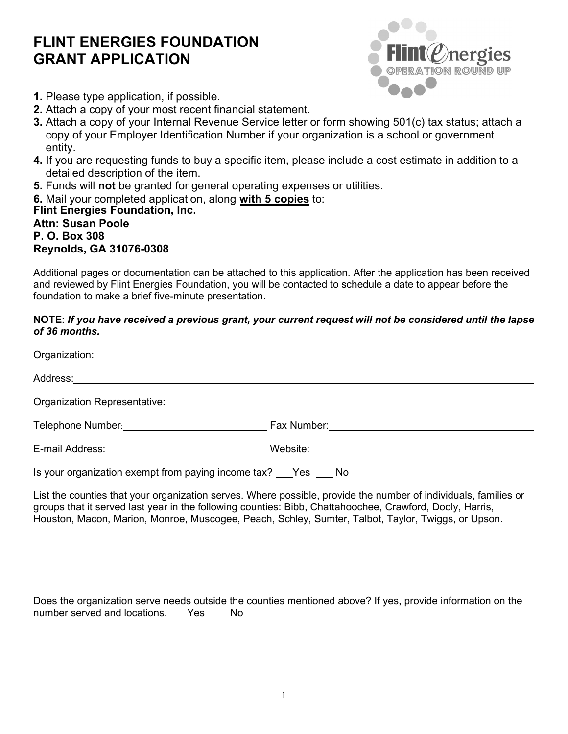# FLINT ENERGIES FOUNDATION
# GRANT APPLICATION

1. Please type application, if possible.
2. Attach a copy of your most recent financial statement.
3. Attach a copy of your Internal Revenue Service letter or form showing 501(c) tax status; attach a copy of your Employer Identification Number if your organization is a school or government entity.
4. If you are requesting funds to buy a specific item, please include a cost estimate in addition to a detailed description of the item.
5. Funds will **not** be granted for general operating expenses or utilities.
6. Mail your completed application, along **with 5 copies** to:

**Flint Energies Foundation, Inc.**
**Attn: Susan Poole**
**P. O. Box 308**
**Reynolds, GA 31076-0308**

Additional pages or documentation can be attached to this application. After the application has been received and reviewed by Flint Energies Foundation, you will be contacted to schedule a date to appear before the foundation to make a brief five-minute presentation.

**NOTE**: ***If you have received a previous grant, your current request will not be considered until the lapse of 36 months.***

Organization: ____________________

Address: ____________________

Organization Representative: ____________________

Telephone Number: ____________________ Fax Number: ____________________

E-mail Address: ____________________ Website: ____________________

Is your organization exempt from paying income tax? ___Yes ___ No

List the counties that your organization serves. Where possible, provide the number of individuals, families or groups that it served last year in the following counties: Bibb, Chattahoochee, Crawford, Dooly, Harris, Houston, Macon, Marion, Monroe, Muscogee, Peach, Schley, Sumter, Talbot, Taylor, Twiggs, or Upson.

Does the organization serve needs outside the counties mentioned above? If yes, provide information on the number served and locations. ___Yes ___ No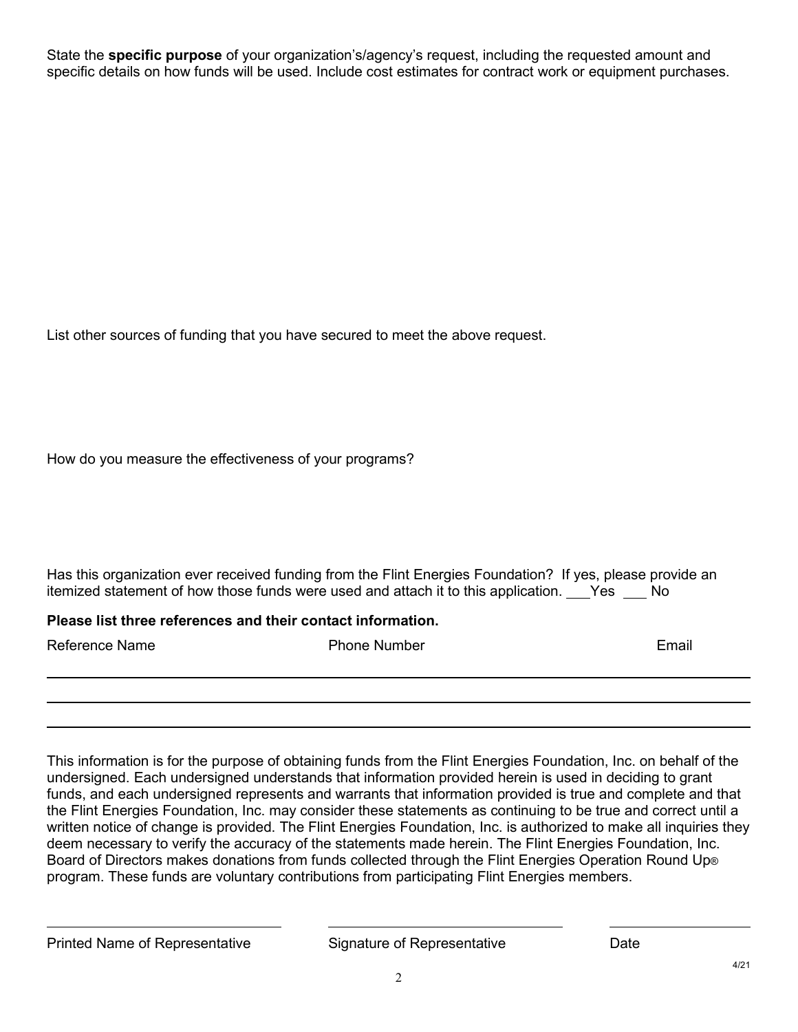State the **specific purpose** of your organization's/agency's request, including the requested amount and specific details on how funds will be used. Include cost estimates for contract work or equipment purchases.

List other sources of funding that you have secured to meet the above request.

How do you measure the effectiveness of your programs?

Has this organization ever received funding from the Flint Energies Foundation? If yes, please provide an itemized statement of how those funds were used and attach it to this application. ___Yes ___ No

**Please list three references and their contact information.**

| Reference Name | Phone Number | Email |
| --- | --- | --- |
| | | |
| | | |
| | | |

This information is for the purpose of obtaining funds from the Flint Energies Foundation, Inc. on behalf of the undersigned. Each undersigned understands that information provided herein is used in deciding to grant funds, and each undersigned represents and warrants that information provided is true and complete and that the Flint Energies Foundation, Inc. may consider these statements as continuing to be true and correct until a written notice of change is provided. The Flint Energies Foundation, Inc. is authorized to make all inquiries they deem necessary to verify the accuracy of the statements made herein. The Flint Energies Foundation, Inc. Board of Directors makes donations from funds collected through the Flint Energies Operation Round Up® program. These funds are voluntary contributions from participating Flint Energies members.

| Printed Name of Representative | Signature of Representative | Date |
| --- | --- | --- |

4/21